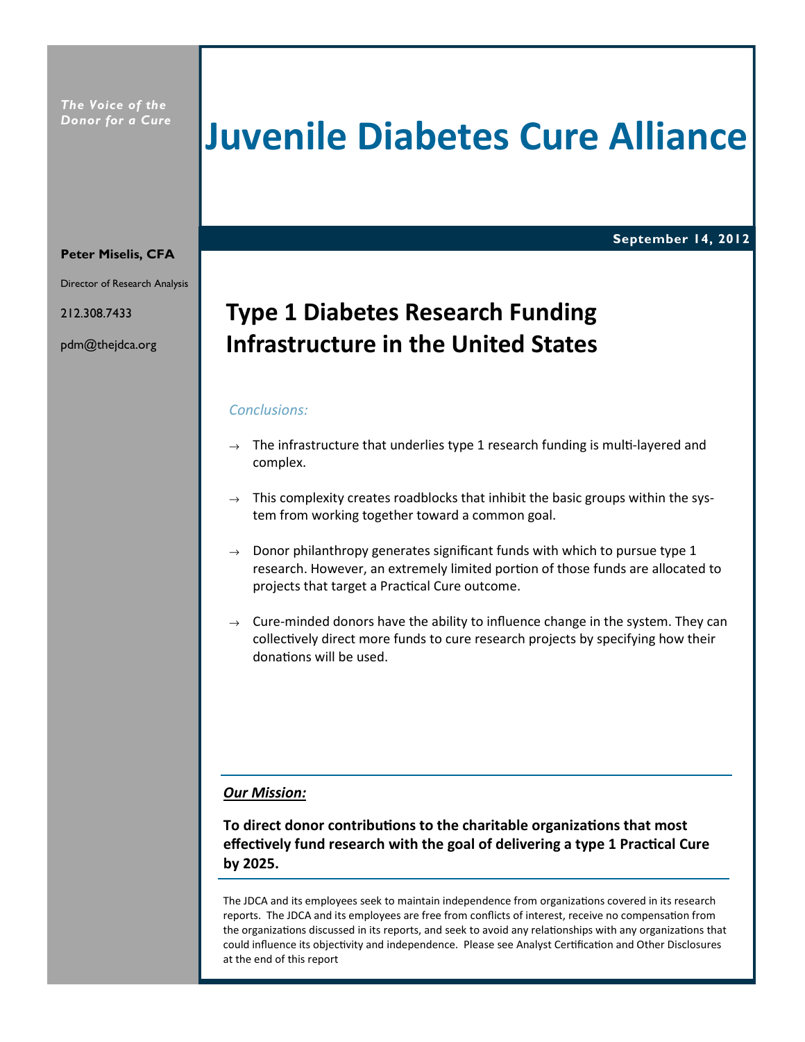*The Voice of the Donor for a Cure*

# Juvenile Diabetes Cure Alliance

**September 14, 2012**

**Peter Miselis, CFA**

Director of Research Analysis

212.308.7433

pdm@thejdca.org

## Type 1 Diabetes Research Funding Infrastructure in the United States

*Conclusions:*

→ The infrastructure that underlies type 1 research funding is multi-layered and complex.

→ This complexity creates roadblocks that inhibit the basic groups within the system from working together toward a common goal.

→ Donor philanthropy generates significant funds with which to pursue type 1 research. However, an extremely limited portion of those funds are allocated to projects that target a Practical Cure outcome.

→ Cure-minded donors have the ability to influence change in the system. They can collectively direct more funds to cure research projects by specifying how their donations will be used.

***Our Mission:***

**To direct donor contributions to the charitable organizations that most effectively fund research with the goal of delivering a type 1 Practical Cure by 2025.**

The JDCA and its employees seek to maintain independence from organizations covered in its research reports. The JDCA and its employees are free from conflicts of interest, receive no compensation from the organizations discussed in its reports, and seek to avoid any relationships with any organizations that could influence its objectivity and independence. Please see Analyst Certification and Other Disclosures at the end of this report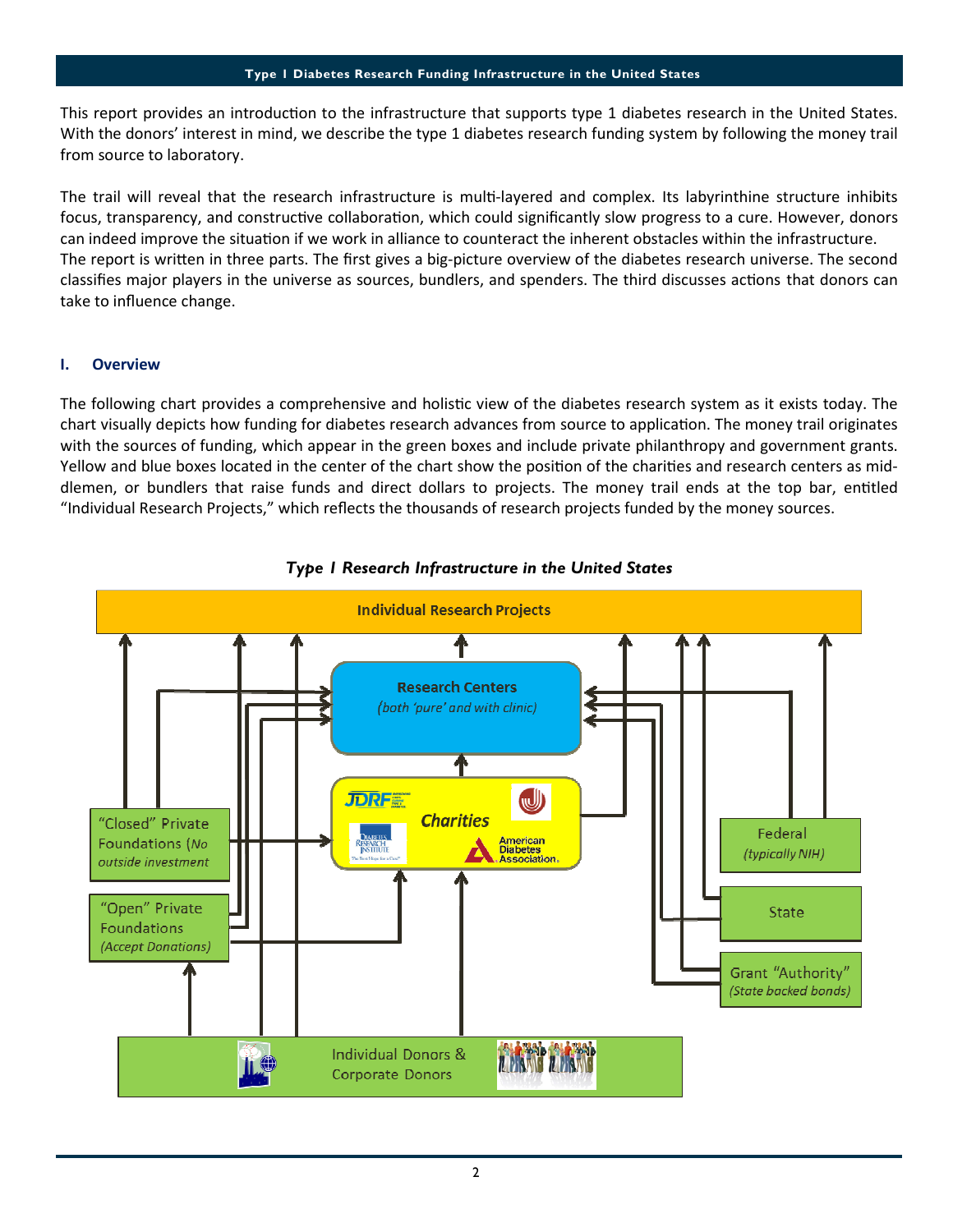This report provides an introduction to the infrastructure that supports type 1 diabetes research in the United States. With the donors' interest in mind, we describe the type 1 diabetes research funding system by following the money trail from source to laboratory.

The trail will reveal that the research infrastructure is multi-layered and complex. Its labyrinthine structure inhibits focus, transparency, and constructive collaboration, which could significantly slow progress to a cure. However, donors can indeed improve the situation if we work in alliance to counteract the inherent obstacles within the infrastructure. The report is written in three parts. The first gives a big-picture overview of the diabetes research universe. The second classifies major players in the universe as sources, bundlers, and spenders. The third discusses actions that donors can take to influence change.

## I. Overview

The following chart provides a comprehensive and holistic view of the diabetes research system as it exists today. The chart visually depicts how funding for diabetes research advances from source to application. The money trail originates with the sources of funding, which appear in the green boxes and include private philanthropy and government grants. Yellow and blue boxes located in the center of the chart show the position of the charities and research centers as middlemen, or bundlers that raise funds and direct dollars to projects. The money trail ends at the top bar, entitled "Individual Research Projects," which reflects the thousands of research projects funded by the money sources.

***Type I Research Infrastructure in the United States***

Individual Research Projects

Research Centers
*(both 'pure' and with clinic)*

Charities

"Closed" Private Foundations (*No outside investment*

"Open" Private Foundations *(Accept Donations)*

Federal *(typically NIH)*

State

Grant "Authority" *(State backed bonds)*

Individual Donors & Corporate Donors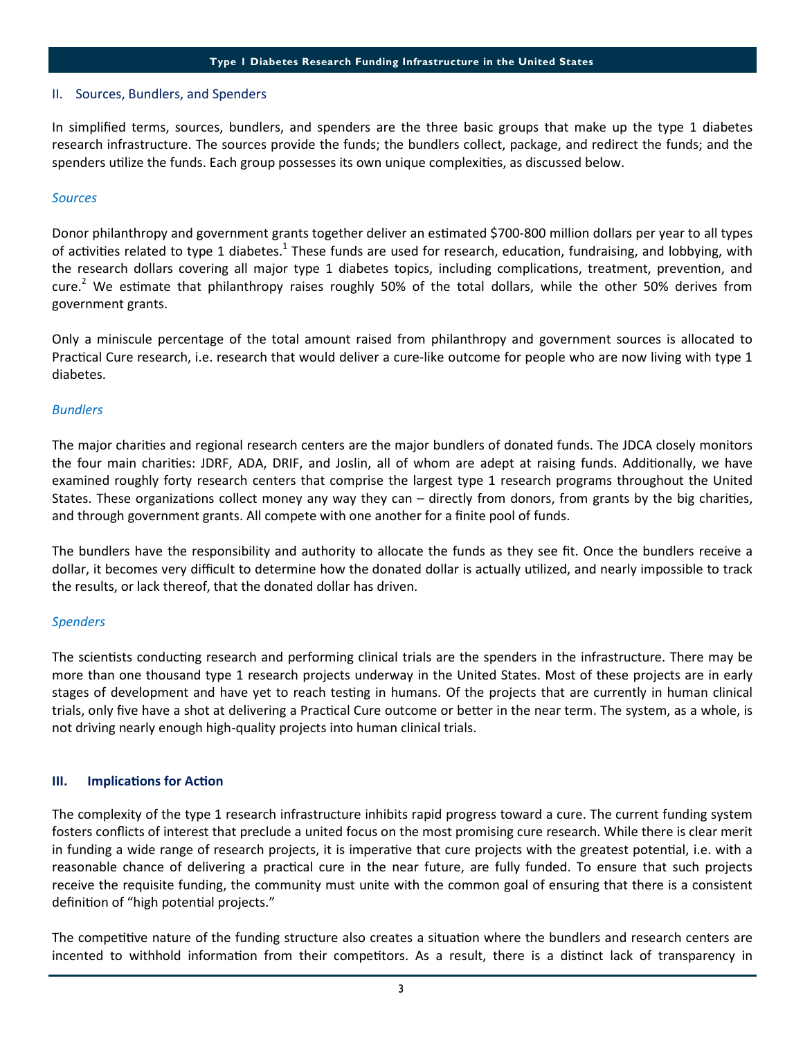## II. Sources, Bundlers, and Spenders

In simplified terms, sources, bundlers, and spenders are the three basic groups that make up the type 1 diabetes research infrastructure. The sources provide the funds; the bundlers collect, package, and redirect the funds; and the spenders utilize the funds. Each group possesses its own unique complexities, as discussed below.

### *Sources*

Donor philanthropy and government grants together deliver an estimated $700-800 million dollars per year to all types of activities related to type 1 diabetes.[1] These funds are used for research, education, fundraising, and lobbying, with the research dollars covering all major type 1 diabetes topics, including complications, treatment, prevention, and cure.[2] We estimate that philanthropy raises roughly 50% of the total dollars, while the other 50% derives from government grants.

Only a miniscule percentage of the total amount raised from philanthropy and government sources is allocated to Practical Cure research, i.e. research that would deliver a cure-like outcome for people who are now living with type 1 diabetes.

### *Bundlers*

The major charities and regional research centers are the major bundlers of donated funds. The JDCA closely monitors the four main charities: JDRF, ADA, DRIF, and Joslin, all of whom are adept at raising funds. Additionally, we have examined roughly forty research centers that comprise the largest type 1 research programs throughout the United States. These organizations collect money any way they can – directly from donors, from grants by the big charities, and through government grants. All compete with one another for a finite pool of funds.

The bundlers have the responsibility and authority to allocate the funds as they see fit. Once the bundlers receive a dollar, it becomes very difficult to determine how the donated dollar is actually utilized, and nearly impossible to track the results, or lack thereof, that the donated dollar has driven.

### *Spenders*

The scientists conducting research and performing clinical trials are the spenders in the infrastructure. There may be more than one thousand type 1 research projects underway in the United States. Most of these projects are in early stages of development and have yet to reach testing in humans. Of the projects that are currently in human clinical trials, only five have a shot at delivering a Practical Cure outcome or better in the near term. The system, as a whole, is not driving nearly enough high-quality projects into human clinical trials.

## III. Implications for Action

The complexity of the type 1 research infrastructure inhibits rapid progress toward a cure. The current funding system fosters conflicts of interest that preclude a united focus on the most promising cure research. While there is clear merit in funding a wide range of research projects, it is imperative that cure projects with the greatest potential, i.e. with a reasonable chance of delivering a practical cure in the near future, are fully funded. To ensure that such projects receive the requisite funding, the community must unite with the common goal of ensuring that there is a consistent definition of "high potential projects."

The competitive nature of the funding structure also creates a situation where the bundlers and research centers are incented to withhold information from their competitors. As a result, there is a distinct lack of transparency in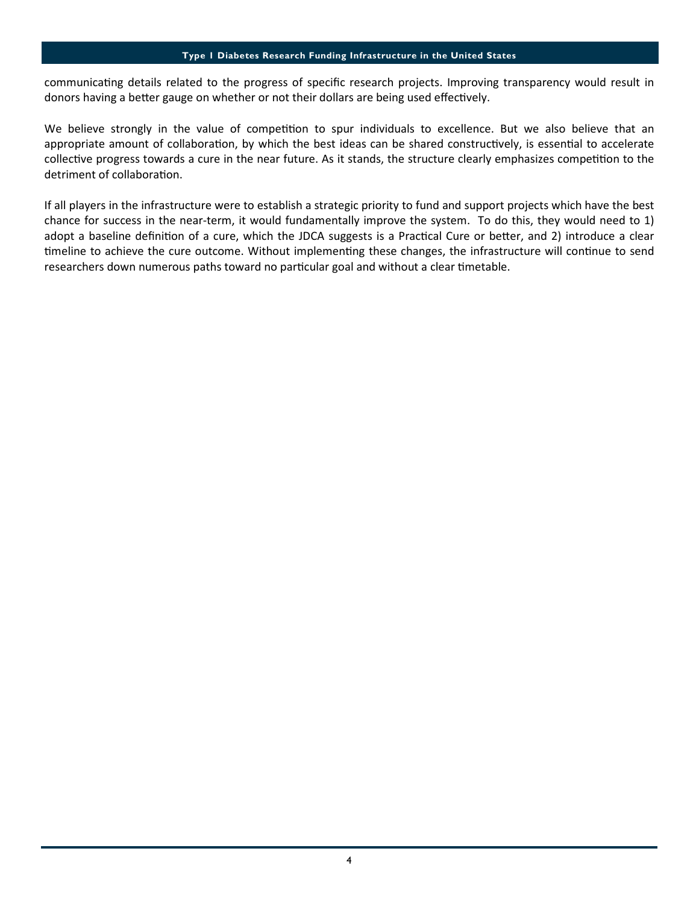communicating details related to the progress of specific research projects. Improving transparency would result in donors having a better gauge on whether or not their dollars are being used effectively.

We believe strongly in the value of competition to spur individuals to excellence. But we also believe that an appropriate amount of collaboration, by which the best ideas can be shared constructively, is essential to accelerate collective progress towards a cure in the near future. As it stands, the structure clearly emphasizes competition to the detriment of collaboration.

If all players in the infrastructure were to establish a strategic priority to fund and support projects which have the best chance for success in the near-term, it would fundamentally improve the system. To do this, they would need to 1) adopt a baseline definition of a cure, which the JDCA suggests is a Practical Cure or better, and 2) introduce a clear timeline to achieve the cure outcome. Without implementing these changes, the infrastructure will continue to send researchers down numerous paths toward no particular goal and without a clear timetable.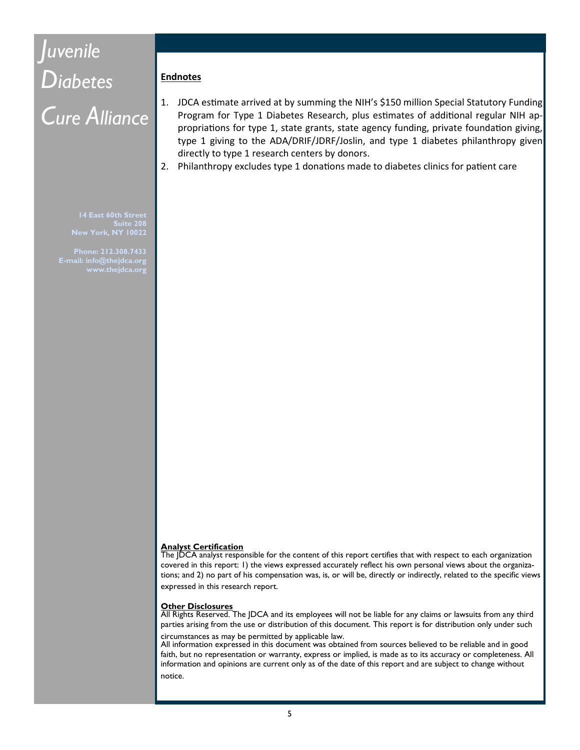# Juvenile Diabetes Cure Alliance

14 East 60th Street
Suite 208
New York, NY 10022

Phone: 212.308.7433
E-mail: info@thejdca.org
www.thejdca.org

## Endnotes

1. JDCA estimate arrived at by summing the NIH's $150 million Special Statutory Funding Program for Type 1 Diabetes Research, plus estimates of additional regular NIH appropriations for type 1, state grants, state agency funding, private foundation giving, type 1 giving to the ADA/DRIF/JDRF/Joslin, and type 1 diabetes philanthropy given directly to type 1 research centers by donors.
2. Philanthropy excludes type 1 donations made to diabetes clinics for patient care

**Analyst Certification**

The JDCA analyst responsible for the content of this report certifies that with respect to each organization covered in this report: 1) the views expressed accurately reflect his own personal views about the organizations; and 2) no part of his compensation was, is, or will be, directly or indirectly, related to the specific views expressed in this research report.

**Other Disclosures**

All Rights Reserved. The JDCA and its employees will not be liable for any claims or lawsuits from any third parties arising from the use or distribution of this document. This report is for distribution only under such circumstances as may be permitted by applicable law.
All information expressed in this document was obtained from sources believed to be reliable and in good faith, but no representation or warranty, express or implied, is made as to its accuracy or completeness. All information and opinions are current only as of the date of this report and are subject to change without notice.